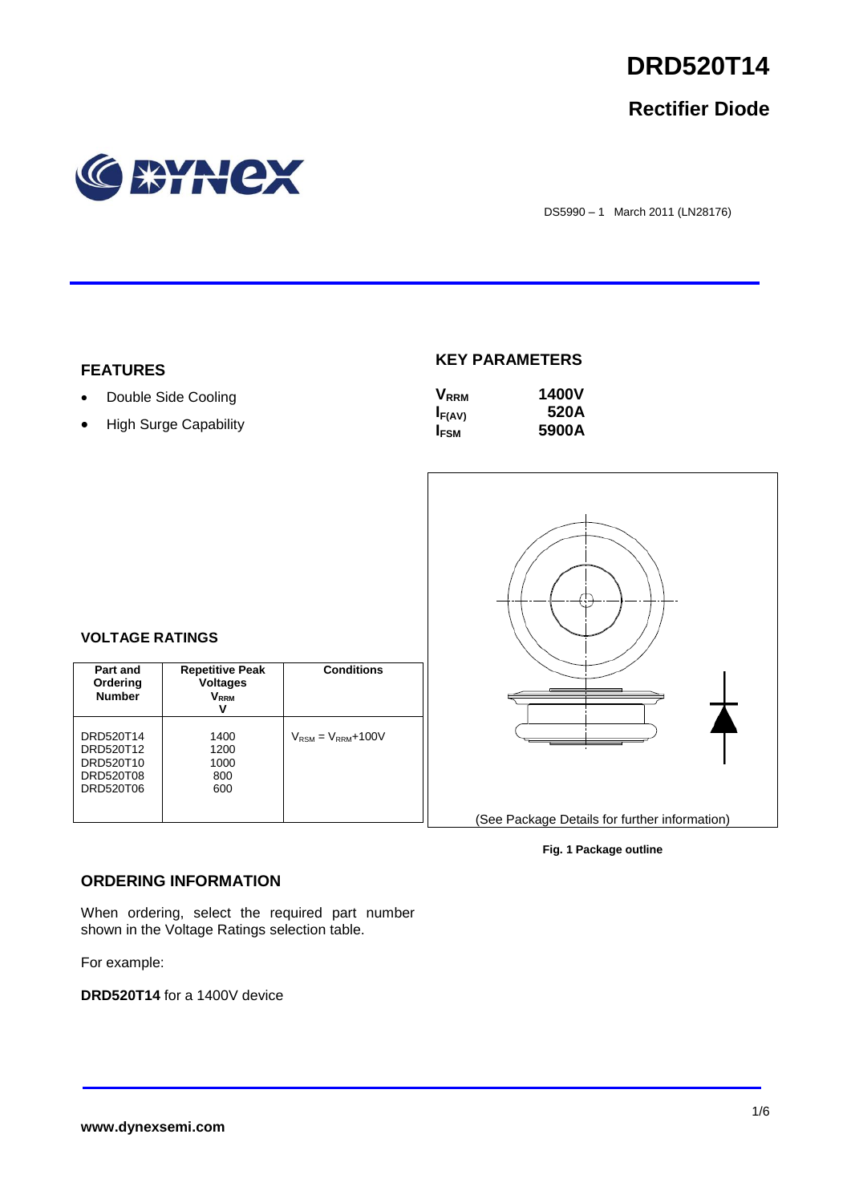# DRD520T14

## Rectifier Diode

DS5990 – 1 March 2011 (LN28176)

### FEATURES

- Double Side Cooling
- High Surge Capability

### KEY PARAMETERS

| | |
|---|---|
| $V_{RRM}$ | 1400V |
| $I_{F(AV)}$ | 520A |
| $I_{FSM}$ | 5900A |

### VOLTAGE RATINGS

| Part and Ordering Number | Repetitive Peak Voltages $V_{RRM}$ V | Conditions |
|---|---|---|
| DRD520T14<br>DRD520T12<br>DRD520T10<br>DRD520T08<br>DRD520T06 | 1400<br>1200<br>1000<br>800<br>600 | $V_{RSM} = V_{RRM}$+100V |

(See Package Details for further information)

**Fig. 1 Package outline**

### ORDERING INFORMATION

When ordering, select the required part number shown in the Voltage Ratings selection table.

For example:

**DRD520T14** for a 1400V device

**www.dynexsemi.com**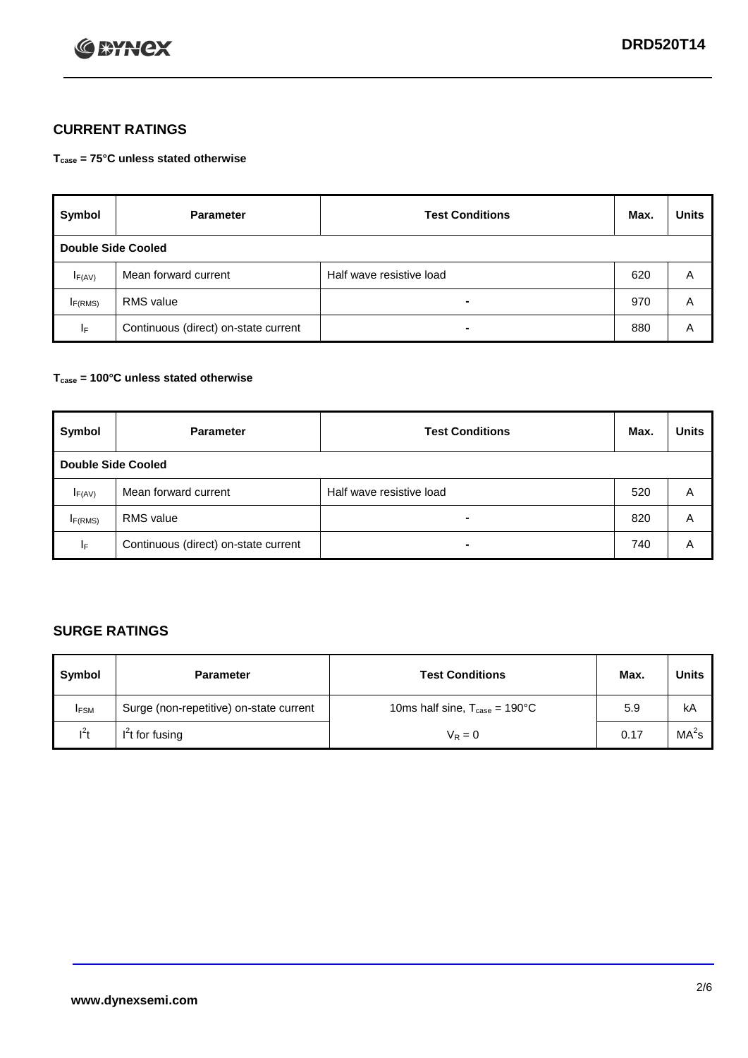## CURRENT RATINGS

**$T_{case}$ = 75°C unless stated otherwise**

| Symbol | Parameter | Test Conditions | Max. | Units |
|---|---|---|---|---|
| **Double Side Cooled** | | | | |
| $I_{F(AV)}$ | Mean forward current | Half wave resistive load | 620 | A |
| $I_{F(RMS)}$ | RMS value | - | 970 | A |
| $I_F$ | Continuous (direct) on-state current | - | 880 | A |

**$T_{case}$ = 100°C unless stated otherwise**

| Symbol | Parameter | Test Conditions | Max. | Units |
|---|---|---|---|---|
| **Double Side Cooled** | | | | |
| $I_{F(AV)}$ | Mean forward current | Half wave resistive load | 520 | A |
| $I_{F(RMS)}$ | RMS value | - | 820 | A |
| $I_F$ | Continuous (direct) on-state current | - | 740 | A |

## SURGE RATINGS

| Symbol | Parameter | Test Conditions | Max. | Units |
|---|---|---|---|---|
| $I_{FSM}$ | Surge (non-repetitive) on-state current | 10ms half sine, $T_{case}$ = 190°C | 5.9 | kA |
| $I^2t$ | $I^2t$ for fusing | $V_R = 0$ | 0.17 | $MA^2s$ |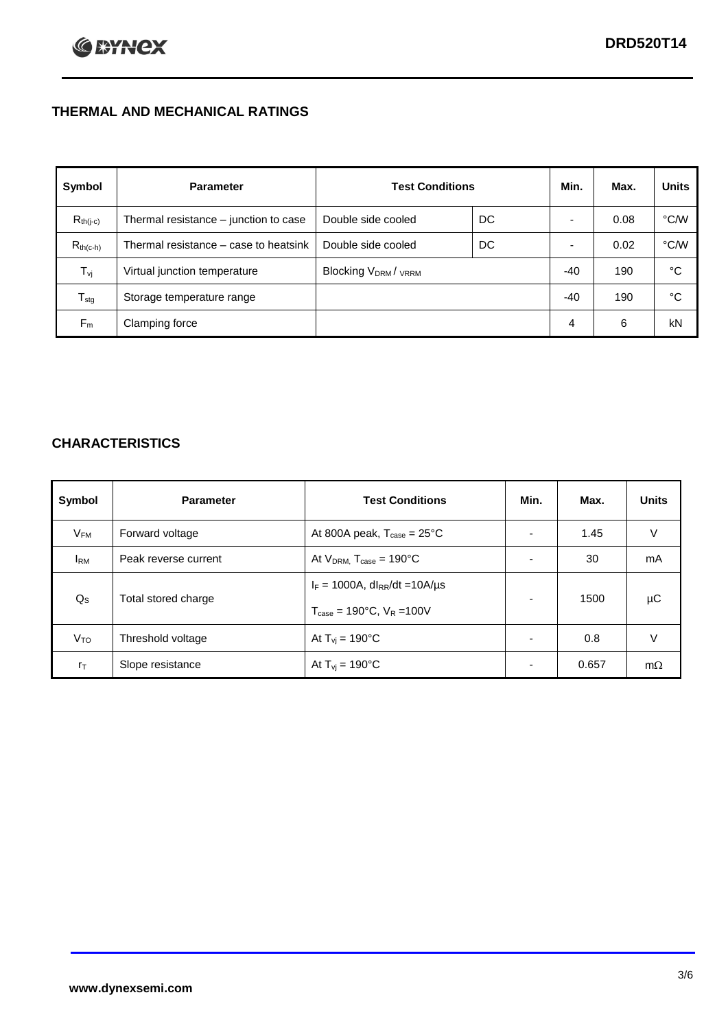## THERMAL AND MECHANICAL RATINGS

| Symbol | Parameter | Test Conditions | | Min. | Max. | Units |
|---|---|---|---|---|---|---|
| $R_{th(j-c)}$ | Thermal resistance – junction to case | Double side cooled | DC | - | 0.08 | °C/W |
| $R_{th(c-h)}$ | Thermal resistance – case to heatsink | Double side cooled | DC | - | 0.02 | °C/W |
| $T_{vj}$ | Virtual junction temperature | Blocking $V_{DRM}$ / $V_{RRM}$ | | -40 | 190 | °C |
| $T_{stg}$ | Storage temperature range | | | -40 | 190 | °C |
| $F_m$ | Clamping force | | | 4 | 6 | kN |

## CHARACTERISTICS

| Symbol | Parameter | Test Conditions | Min. | Max. | Units |
|---|---|---|---|---|---|
| $V_{FM}$ | Forward voltage | At 800A peak, $T_{case}$ = 25°C | - | 1.45 | V |
| $I_{RM}$ | Peak reverse current | At $V_{DRM}$, $T_{case}$ = 190°C | - | 30 | mA |
| $Q_S$ | Total stored charge | $I_F$ = 1000A, $dI_{RR}/dt$ =10A/µs<br>$T_{case}$ = 190°C, $V_R$ =100V | - | 1500 | µC |
| $V_{TO}$ | Threshold voltage | At $T_{vj}$ = 190°C | - | 0.8 | V |
| $r_T$ | Slope resistance | At $T_{vj}$ = 190°C | - | 0.657 | mΩ |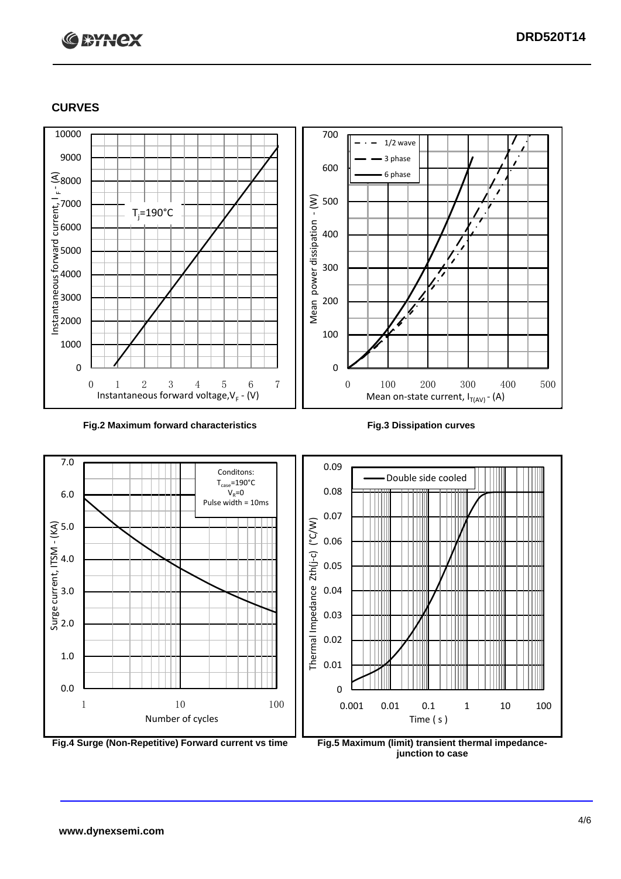## CURVES

10000
9000
8000
7000
6000
5000
4000
3000
2000
1000
0
0 1 2 3 4 5 6 7
$T_j$=190°C
Instantaneous forward current, $I_F$ - (A)
Instantaneous forward voltage, $V_F$ - (V)

**Fig.2 Maximum forward characteristics**

700
600
500
400
300
200
100
0
0 100 200 300 400 500
1/2 wave
3 phase
6 phase
Mean power dissipation - (W)
Mean on-state current, $I_{T(AV)}$ - (A)

**Fig.3 Dissipation curves**

7.0
6.0
5.0
4.0
3.0
2.0
1.0
0.0
1 10 100
Conditons:
$T_{case}$=190°C
$V_R$=0
Pulse width = 10ms
Surge current, ITSM - (KA)
Number of cycles

**Fig.4 Surge (Non-Repetitive) Forward current vs time**

0.09
0.08
0.07
0.06
0.05
0.04
0.03
0.02
0.01
0
0.001 0.01 0.1 1 10 100
Double side cooled
Thermal Impedance Zth(j-c) (°C/W)
Time ( s )

**Fig.5 Maximum (limit) transient thermal impedance-junction to case**

www.dynexsemi.com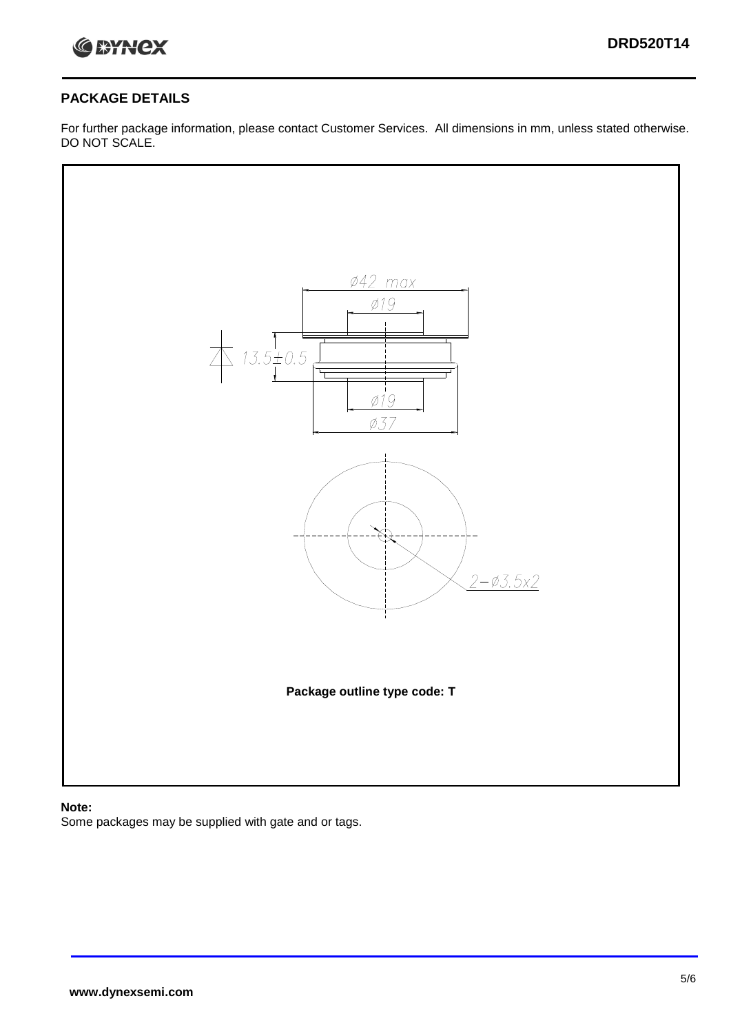## PACKAGE DETAILS

For further package information, please contact Customer Services. All dimensions in mm, unless stated otherwise. DO NOT SCALE.

Ø42 max

Ø19

13.5±0.5

Ø19

Ø37

2−Ø3.5x2

**Package outline type code: T**

**Note:**
Some packages may be supplied with gate and or tags.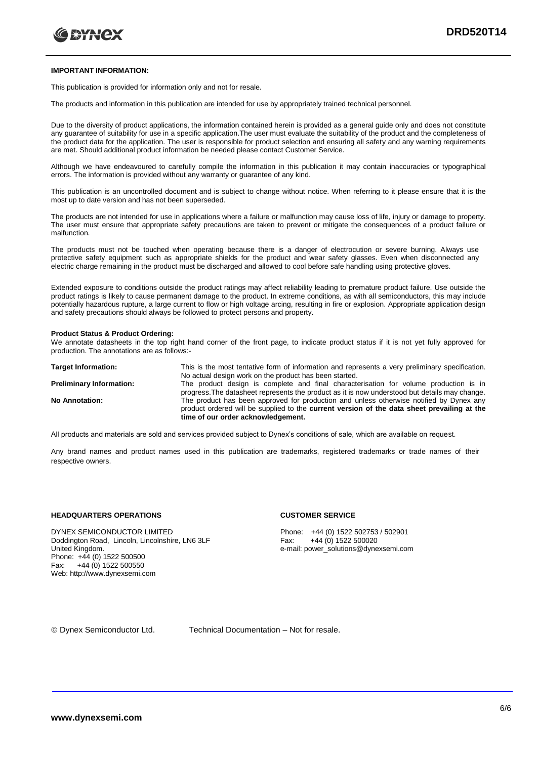**IMPORTANT INFORMATION:**

This publication is provided for information only and not for resale.

The products and information in this publication are intended for use by appropriately trained technical personnel.

Due to the diversity of product applications, the information contained herein is provided as a general guide only and does not constitute any guarantee of suitability for use in a specific application.The user must evaluate the suitability of the product and the completeness of the product data for the application. The user is responsible for product selection and ensuring all safety and any warning requirements are met. Should additional product information be needed please contact Customer Service.

Although we have endeavoured to carefully compile the information in this publication it may contain inaccuracies or typographical errors. The information is provided without any warranty or guarantee of any kind.

This publication is an uncontrolled document and is subject to change without notice. When referring to it please ensure that it is the most up to date version and has not been superseded.

The products are not intended for use in applications where a failure or malfunction may cause loss of life, injury or damage to property. The user must ensure that appropriate safety precautions are taken to prevent or mitigate the consequences of a product failure or malfunction.

The products must not be touched when operating because there is a danger of electrocution or severe burning. Always use protective safety equipment such as appropriate shields for the product and wear safety glasses. Even when disconnected any electric charge remaining in the product must be discharged and allowed to cool before safe handling using protective gloves.

Extended exposure to conditions outside the product ratings may affect reliability leading to premature product failure. Use outside the product ratings is likely to cause permanent damage to the product. In extreme conditions, as with all semiconductors, this may include potentially hazardous rupture, a large current to flow or high voltage arcing, resulting in fire or explosion. Appropriate application design and safety precautions should always be followed to protect persons and property.

**Product Status & Product Ordering:**
We annotate datasheets in the top right hand corner of the front page, to indicate product status if it is not yet fully approved for production. The annotations are as follows:-

| | |
|---|---|
| **Target Information:** | This is the most tentative form of information and represents a very preliminary specification. No actual design work on the product has been started. |
| **Preliminary Information:** | The product design is complete and final characterisation for volume production is in progress.The datasheet represents the product as it is now understood but details may change. |
| **No Annotation:** | The product has been approved for production and unless otherwise notified by Dynex any product ordered will be supplied to the **current version of the data sheet prevailing at the time of our order acknowledgement.** |

All products and materials are sold and services provided subject to Dynex's conditions of sale, which are available on request.

Any brand names and product names used in this publication are trademarks, registered trademarks or trade names of their respective owners.

**HEADQUARTERS OPERATIONS**

DYNEX SEMICONDUCTOR LIMITED
Doddington Road, Lincoln, Lincolnshire, LN6 3LF
United Kingdom.
Phone: +44 (0) 1522 500500
Fax: +44 (0) 1522 500550
Web: http://www.dynexsemi.com

**CUSTOMER SERVICE**

Phone: +44 (0) 1522 502753 / 502901
Fax: +44 (0) 1522 500020
e-mail: power_solutions@dynexsemi.com

© Dynex Semiconductor Ltd. Technical Documentation – Not for resale.